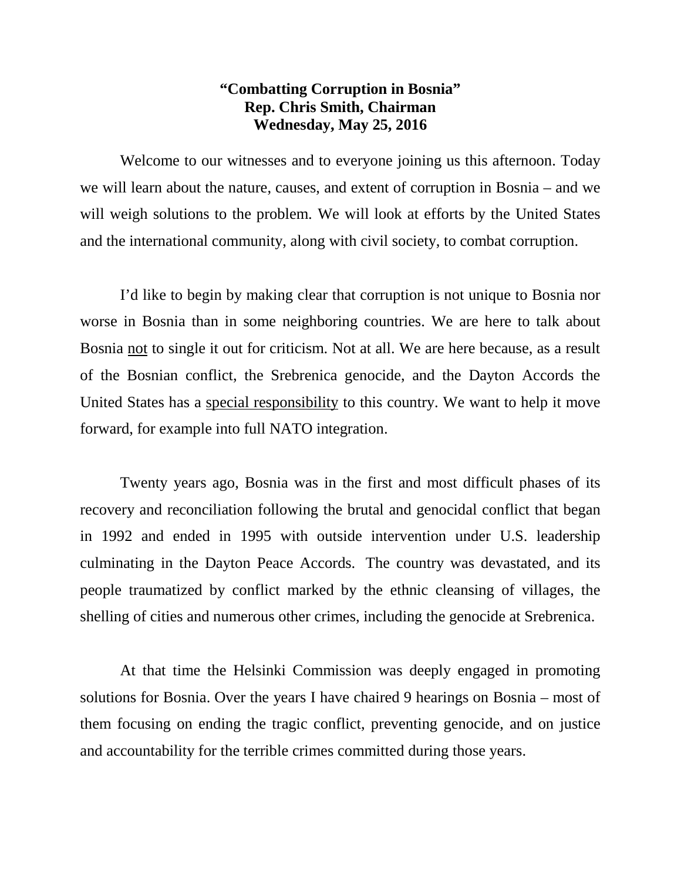**“Combatting Corruption in Bosnia”**
**Rep. Chris Smith, Chairman**
**Wednesday, May 25, 2016**

Welcome to our witnesses and to everyone joining us this afternoon. Today we will learn about the nature, causes, and extent of corruption in Bosnia – and we will weigh solutions to the problem. We will look at efforts by the United States and the international community, along with civil society, to combat corruption.

I’d like to begin by making clear that corruption is not unique to Bosnia nor worse in Bosnia than in some neighboring countries. We are here to talk about Bosnia <u>not</u> to single it out for criticism. Not at all. We are here because, as a result of the Bosnian conflict, the Srebrenica genocide, and the Dayton Accords the United States has a <u>special responsibility</u> to this country. We want to help it move forward, for example into full NATO integration.

Twenty years ago, Bosnia was in the first and most difficult phases of its recovery and reconciliation following the brutal and genocidal conflict that began in 1992 and ended in 1995 with outside intervention under U.S. leadership culminating in the Dayton Peace Accords. The country was devastated, and its people traumatized by conflict marked by the ethnic cleansing of villages, the shelling of cities and numerous other crimes, including the genocide at Srebrenica.

At that time the Helsinki Commission was deeply engaged in promoting solutions for Bosnia. Over the years I have chaired 9 hearings on Bosnia – most of them focusing on ending the tragic conflict, preventing genocide, and on justice and accountability for the terrible crimes committed during those years.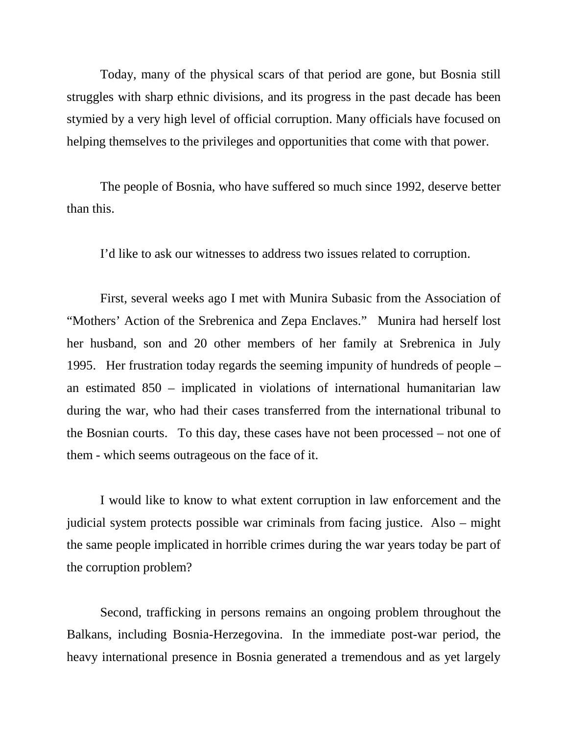Today, many of the physical scars of that period are gone, but Bosnia still struggles with sharp ethnic divisions, and its progress in the past decade has been stymied by a very high level of official corruption. Many officials have focused on helping themselves to the privileges and opportunities that come with that power.

The people of Bosnia, who have suffered so much since 1992, deserve better than this.

I'd like to ask our witnesses to address two issues related to corruption.

First, several weeks ago I met with Munira Subasic from the Association of "Mothers' Action of the Srebrenica and Zepa Enclaves." Munira had herself lost her husband, son and 20 other members of her family at Srebrenica in July 1995. Her frustration today regards the seeming impunity of hundreds of people – an estimated 850 – implicated in violations of international humanitarian law during the war, who had their cases transferred from the international tribunal to the Bosnian courts. To this day, these cases have not been processed – not one of them - which seems outrageous on the face of it.

I would like to know to what extent corruption in law enforcement and the judicial system protects possible war criminals from facing justice. Also – might the same people implicated in horrible crimes during the war years today be part of the corruption problem?

Second, trafficking in persons remains an ongoing problem throughout the Balkans, including Bosnia-Herzegovina. In the immediate post-war period, the heavy international presence in Bosnia generated a tremendous and as yet largely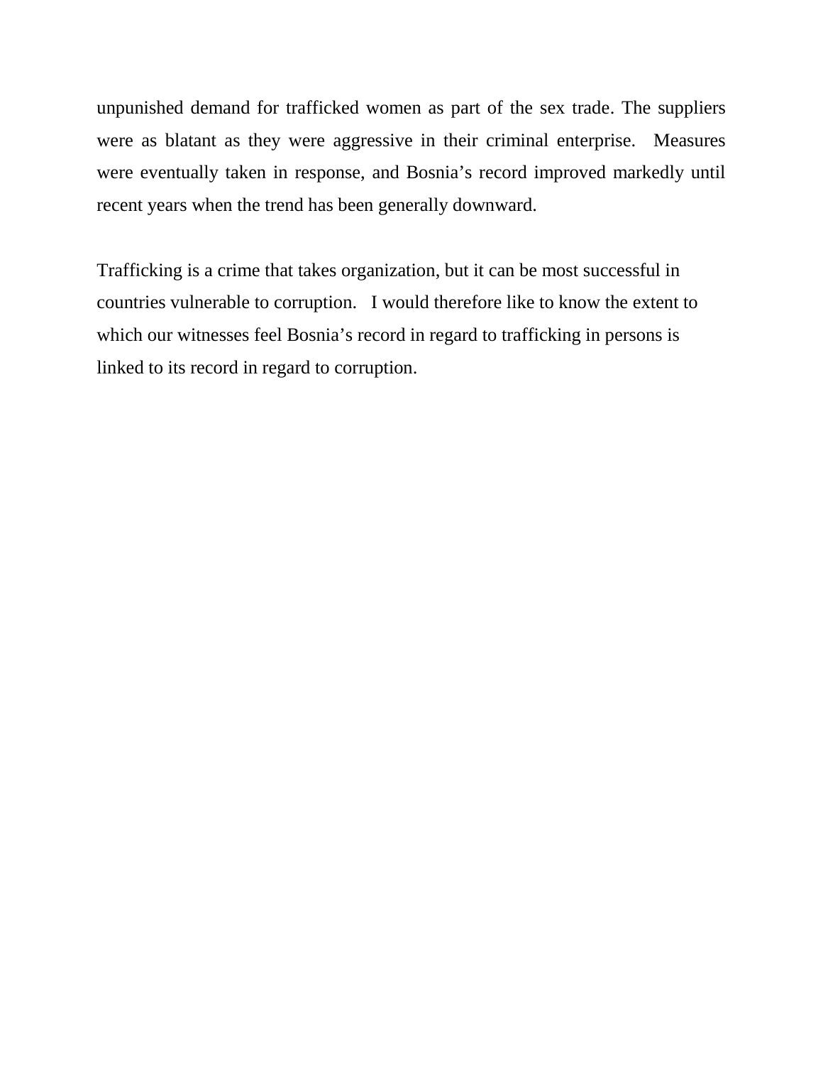unpunished demand for trafficked women as part of the sex trade. The suppliers were as blatant as they were aggressive in their criminal enterprise. Measures were eventually taken in response, and Bosnia's record improved markedly until recent years when the trend has been generally downward.

Trafficking is a crime that takes organization, but it can be most successful in countries vulnerable to corruption. I would therefore like to know the extent to which our witnesses feel Bosnia's record in regard to trafficking in persons is linked to its record in regard to corruption.